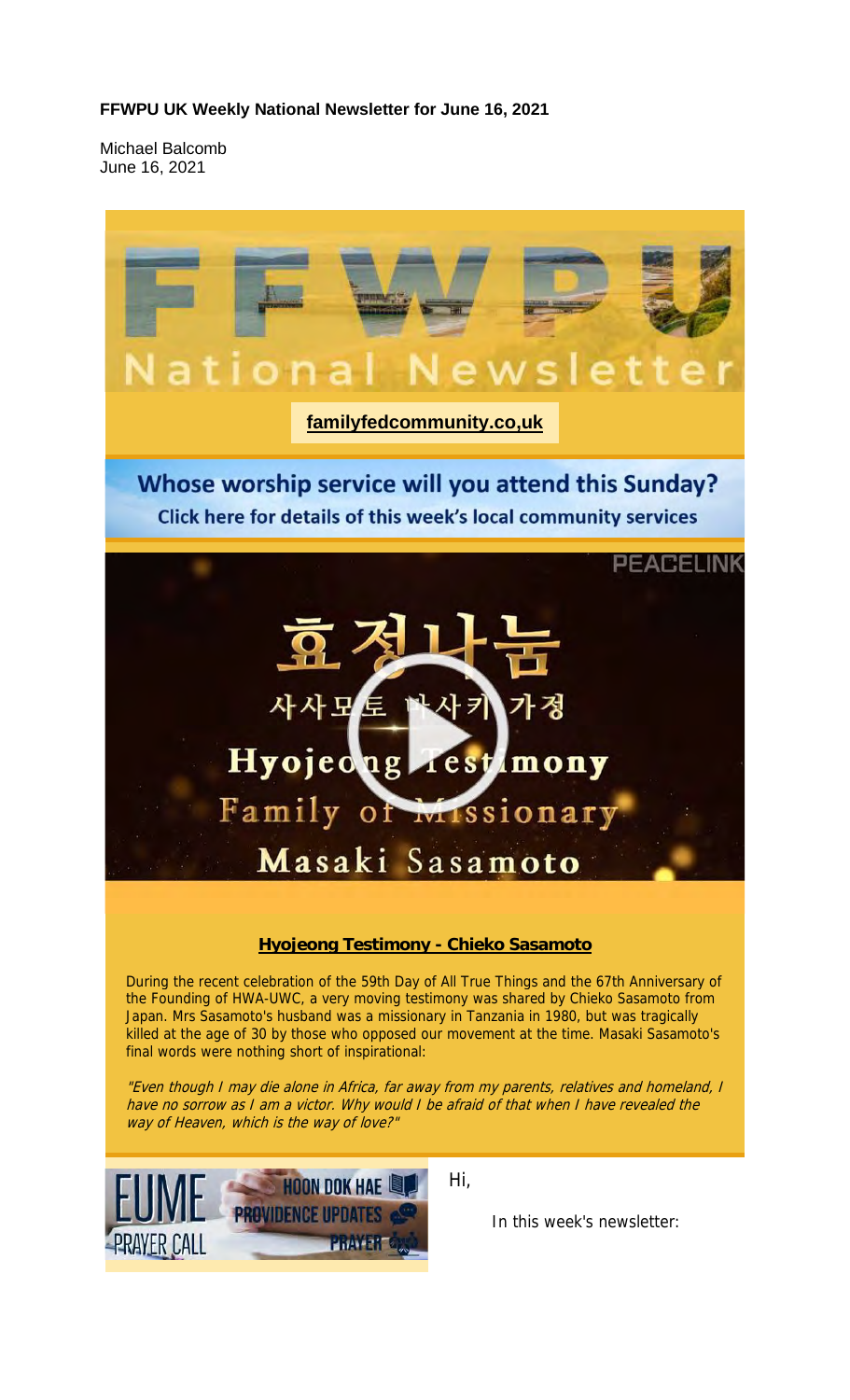**FFWPU UK Weekly National Newsletter for June 16, 2021**

Michael Balcomb
June 16, 2021

FFWPU
National Newsletter

**familyfedcommunity.co,uk**

**Whose worship service will you attend this Sunday?**
**Click here for details of this week's local community services**

PEACELINK

효정나눔
사사모토 마사키 가정
Hyojeong Testimony
Family of Missionary
Masaki Sasamoto

**Hyojeong Testimony - Chieko Sasamoto**

During the recent celebration of the 59th Day of All True Things and the 67th Anniversary of the Founding of HWA-UWC, a very moving testimony was shared by Chieko Sasamoto from Japan. Mrs Sasamoto's husband was a missionary in Tanzania in 1980, but was tragically killed at the age of 30 by those who opposed our movement at the time. Masaki Sasamoto's final words were nothing short of inspirational:

*"Even though I may die alone in Africa, far away from my parents, relatives and homeland, I have no sorrow as I am a victor. Why would I be afraid of that when I have revealed the way of Heaven, which is the way of love?"*

EUME PRAYER CALL
HOON DOK HAE
PROVIDENCE UPDATES
PRAYER

Hi,

In this week's newsletter: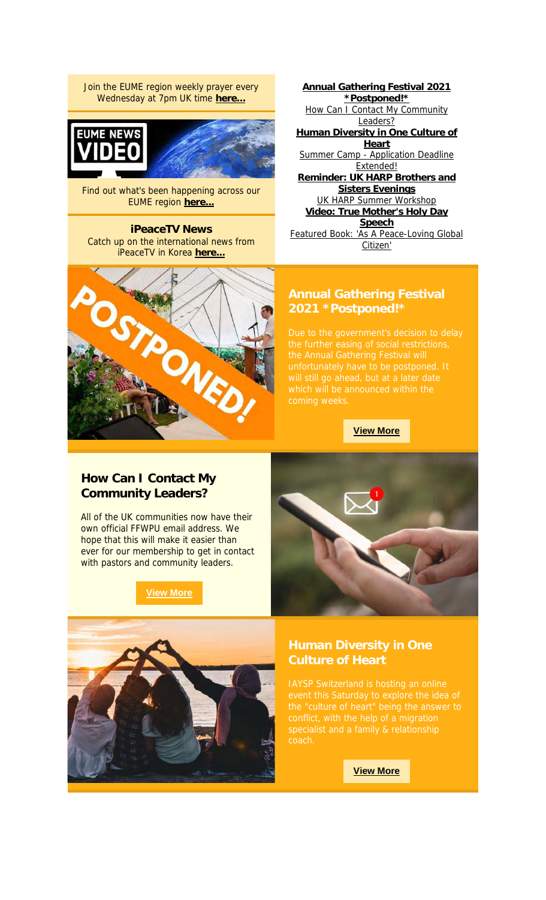Join the EUME region weekly prayer every Wednesday at 7pm UK time **here...**

Find out what's been happening across our EUME region **here...**

**iPeaceTV News**

Catch up on the international news from iPeaceTV in Korea **here...**

**Annual Gathering Festival 2021 *Postponed!***

How Can I Contact My Community Leaders?

**Human Diversity in One Culture of Heart**

Summer Camp - Application Deadline Extended!

**Reminder: UK HARP Brothers and Sisters Evenings**

UK HARP Summer Workshop

**Video: True Mother's Holy Day Speech**

Featured Book: 'As A Peace-Loving Global Citizen'

## Annual Gathering Festival 2021 *Postponed!*

Due to the government's decision to delay the further easing of social restrictions, the Annual Gathering Festival will unfortunately have to be postponed. It will still go ahead, but at a later date which will be announced within the coming weeks.

**View More**

## How Can I Contact My Community Leaders?

All of the UK communities now have their own official FFWPU email address. We hope that this will make it easier than ever for our membership to get in contact with pastors and community leaders.

**View More**

## Human Diversity in One Culture of Heart

IAYSP Switzerland is hosting an online event this Saturday to explore the idea of the "culture of heart" being the answer to conflict, with the help of a migration specialist and a family & relationship coach.

**View More**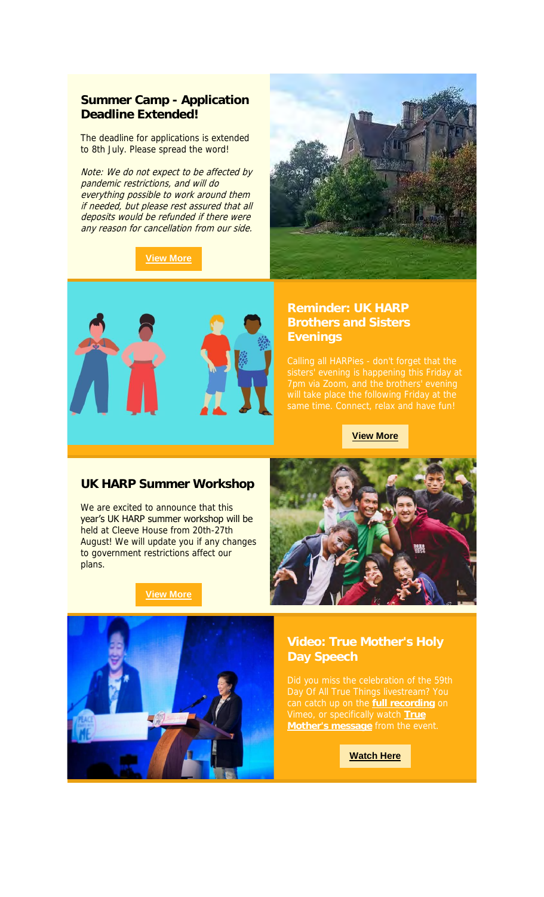## Summer Camp - Application Deadline Extended!

The deadline for applications is extended to 8th July. Please spread the word!

*Note: We do not expect to be affected by pandemic restrictions, and will do everything possible to work around them if needed, but please rest assured that all deposits would be refunded if there were any reason for cancellation from our side.*

**View More**

## Reminder: UK HARP Brothers and Sisters Evenings

Calling all HARPies - don't forget that the sisters' evening is happening this Friday at 7pm via Zoom, and the brothers' evening will take place the following Friday at the same time. Connect, relax and have fun!

**View More**

## UK HARP Summer Workshop

We are excited to announce that this year's UK HARP summer workshop will be held at Cleeve House from 20th-27th August! We will update you if any changes to government restrictions affect our plans.

**View More**

## Video: True Mother's Holy Day Speech

Did you miss the celebration of the 59th Day Of All True Things livestream? You can catch up on the **full recording** on Vimeo, or specifically watch **True Mother's message** from the event.

**Watch Here**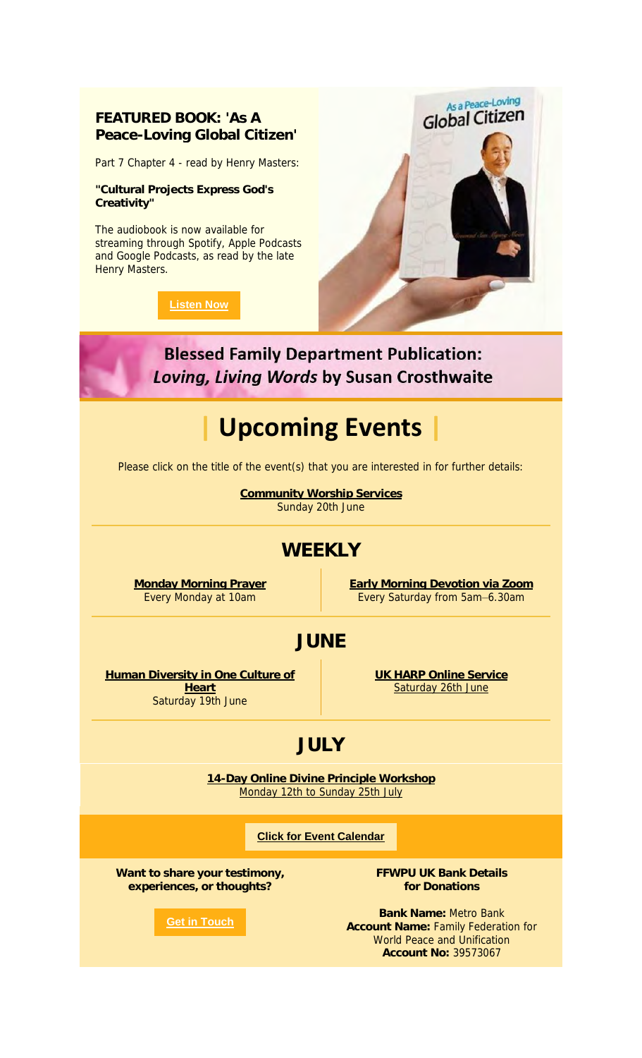**FEATURED BOOK: 'As A Peace-Loving Global Citizen'**

Part 7 Chapter 4 - read by Henry Masters:

**"Cultural Projects Express God's Creativity"**

The audiobook is now available for streaming through Spotify, Apple Podcasts and Google Podcasts, as read by the late Henry Masters.

**Listen Now**

**Blessed Family Department Publication: *Loving, Living Words* by Susan Crosthwaite**

# Upcoming Events

Please click on the title of the event(s) that you are interested in for further details:

**Community Worship Services**
Sunday 20th June

## WEEKLY

**Monday Morning Prayer**
Every Monday at 10am

**Early Morning Devotion via Zoom**
Every Saturday from 5am–6.30am

## JUNE

**Human Diversity in One Culture of Heart**
Saturday 19th June

**UK HARP Online Service**
Saturday 26th June

## JULY

**14-Day Online Divine Principle Workshop**
Monday 12th to Sunday 25th July

**Click for Event Calendar**

**Want to share your testimony, experiences, or thoughts?**

**Get in Touch**

**FFWPU UK Bank Details for Donations**

**Bank Name:** Metro Bank
**Account Name:** Family Federation for World Peace and Unification
**Account No:** 39573067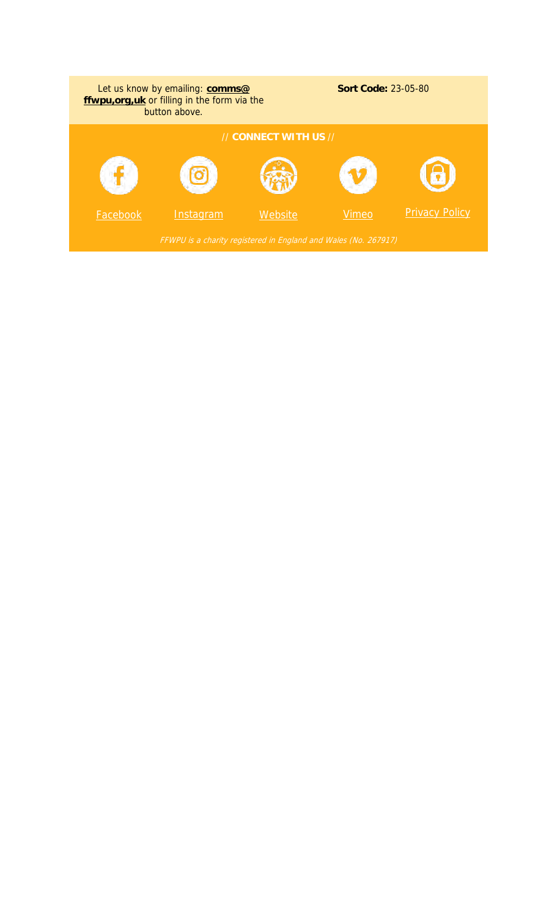Let us know by emailing: **comms@ffwpu,org,uk** or filling in the form via the button above.

**Sort Code:** 23-05-80

// **CONNECT WITH US** //

Facebook | Instagram | Website | Vimeo | Privacy Policy

*FFWPU is a charity registered in England and Wales (No. 267917)*